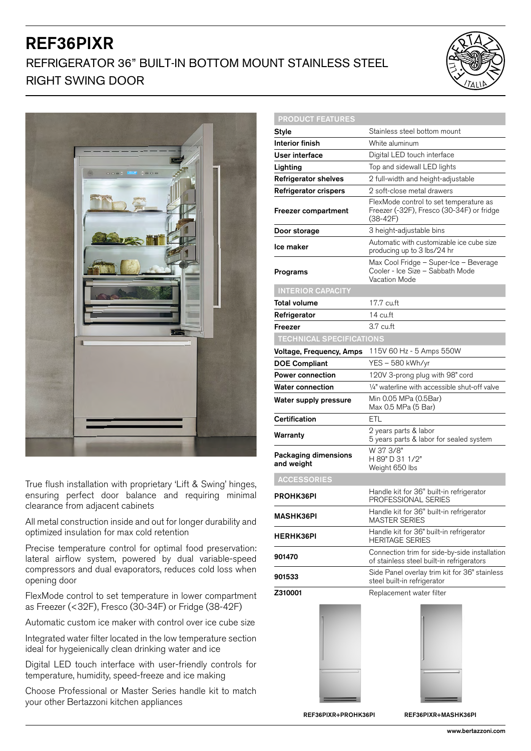# REF36PIXR

## REFRIGERATOR 36" BUILT-IN BOTTOM MOUNT STAINLESS STEEL RIGHT SWING DOOR

True flush installation with proprietary 'Lift & Swing' hinges, ensuring perfect door balance and requiring minimal clearance from adjacent cabinets

All metal construction inside and out for longer durability and optimized insulation for max cold retention

Precise temperature control for optimal food preservation: lateral airflow system, powered by dual variable-speed compressors and dual evaporators, reduces cold loss when opening door

FlexMode control to set temperature in lower compartment as Freezer (<32F), Fresco (30-34F) or Fridge (38-42F)

Automatic custom ice maker with control over ice cube size

Integrated water filter located in the low temperature section ideal for hygeienically clean drinking water and ice

Digital LED touch interface with user-friendly controls for temperature, humidity, speed-freeze and ice making

Choose Professional or Master Series handle kit to match your other Bertazzoni kitchen appliances

| PRODUCT FEATURES | |
|---|---|
| **Style** | Stainless steel bottom mount |
| **Interior finish** | White aluminum |
| **User interface** | Digital LED touch interface |
| **Lighting** | Top and sidewall LED lights |
| **Refrigerator shelves** | 2 full-width and height-adjustable |
| **Refrigerator crispers** | 2 soft-close metal drawers |
| **Freezer compartment** | FlexMode control to set temperature as Freezer (-32F), Fresco (30-34F) or fridge (38-42F) |
| **Door storage** | 3 height-adjustable bins |
| **Ice maker** | Automatic with customizable ice cube size producing up to 3 lbs/24 hr |
| **Programs** | Max Cool Fridge – Super-Ice – Beverage Cooler - Ice Size – Sabbath Mode Vacation Mode |
| **INTERIOR CAPACITY** | |
| **Total volume** | 17.7 cu.ft |
| **Refrigerator** | 14 cu.ft |
| **Freezer** | 3.7 cu.ft |
| **TECHNICAL SPECIFICATIONS** | |
| **Voltage, Frequency, Amps** | 115V 60 Hz - 5 Amps 550W |
| **DOE Compliant** | YES – 580 kWh/yr |
| **Power connection** | 120V 3-prong plug with 98" cord |
| **Water connection** | ¼" waterline with accessible shut-off valve |
| **Water supply pressure** | Min 0.05 MPa (0.5Bar) Max 0.5 MPa (5 Bar) |
| **Certification** | ETL |
| **Warranty** | 2 years parts & labor 5 years parts & labor for sealed system |
| **Packaging dimensions and weight** | W 37 3/8" H 89" D 31 1/2" Weight 650 lbs |
| **ACCESSORIES** | |
| **PROHK36PI** | Handle kit for 36" built-in refrigerator PROFESSIONAL SERIES |
| **MASHK36PI** | Handle kit for 36" built-in refrigerator MASTER SERIES |
| **HERHK36PI** | Handle kit for 36" built-in refrigerator HERITAGE SERIES |
| **901470** | Connection trim for side-by-side installation of stainless steel built-in refrigerators |
| **901533** | Side Panel overlay trim kit for 36" stainless steel built-in refrigerator |
| **Z310001** | Replacement water filter |

REF36PIXR+PROHK36PI

REF36PIXR+MASHK36PI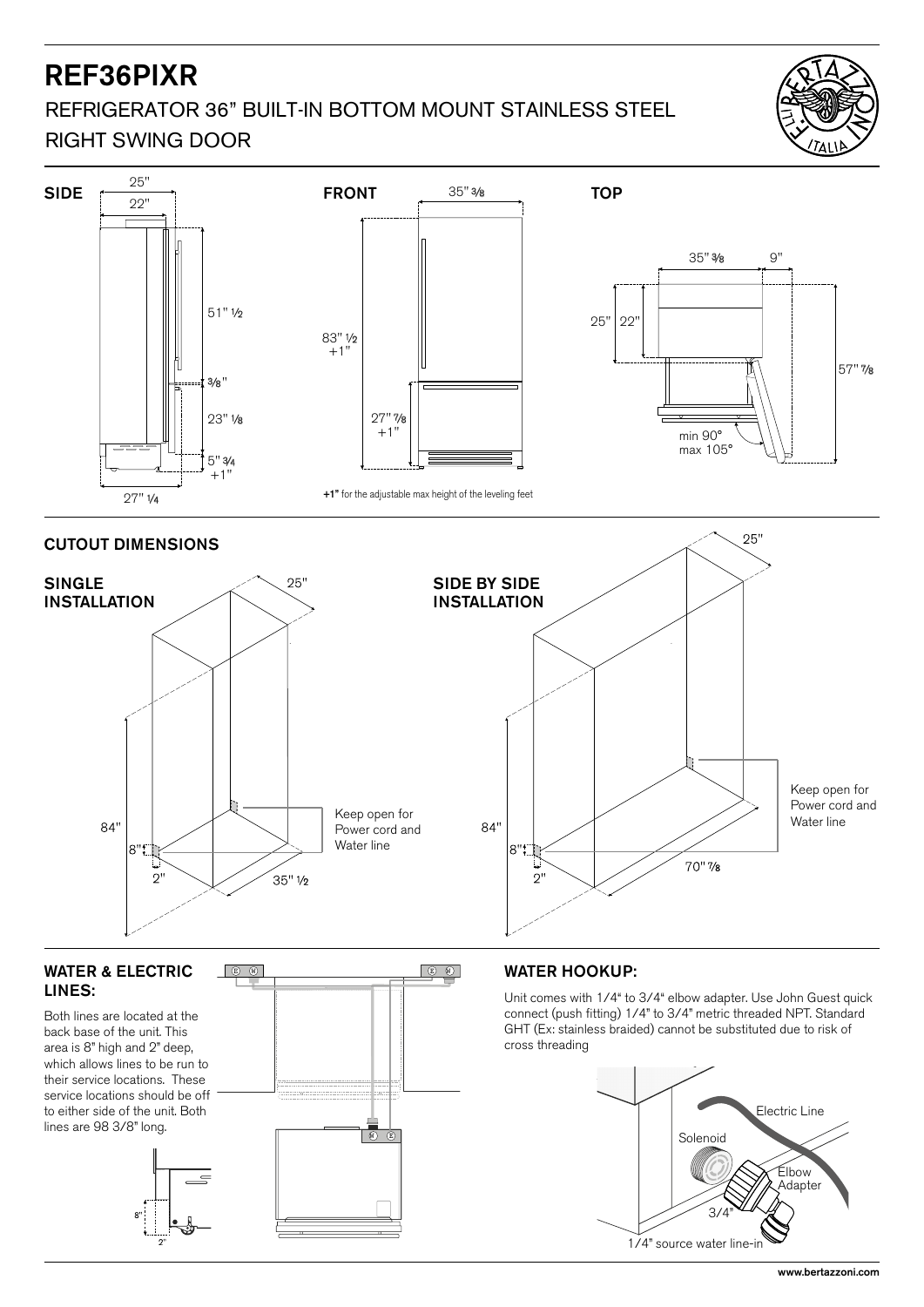# REF36PIXR

## REFRIGERATOR 36” BUILT-IN BOTTOM MOUNT STAINLESS STEEL RIGHT SWING DOOR

**SIDE**

25"
22"
51" 1/2
3/8"
23" 1/8
5" 3/4
+1"
27" 1/4

**FRONT**

35" 3/8
83" 1/2
+1"
27" 7/8
+1"

**+1"** for the adjustable max height of the leveling feet

**TOP**

35" 3/8
9"
25"
22"
57" 7/8
min 90°
max 105°

## CUTOUT DIMENSIONS

**SINGLE INSTALLATION**

25"
84"
8"
2"
35" 1/2
Keep open for Power cord and Water line

**SIDE BY SIDE INSTALLATION**

25"
84"
8"
2"
70" 7/8
Keep open for Power cord and Water line

## WATER & ELECTRIC LINES:

Both lines are located at the back base of the unit. This area is 8" high and 2" deep, which allows lines to be run to their service locations. These service locations should be off to either side of the unit. Both lines are 98 3/8" long.

8"
2"

## WATER HOOKUP:

Unit comes with 1/4" to 3/4" elbow adapter. Use John Guest quick connect (push fitting) 1/4" to 3/4" metric threaded NPT. Standard GHT (Ex: stainless braided) cannot be substituted due to risk of cross threading

Electric Line
Solenoid
Elbow Adapter
3/4"
1/4" source water line-in

www.bertazzoni.com